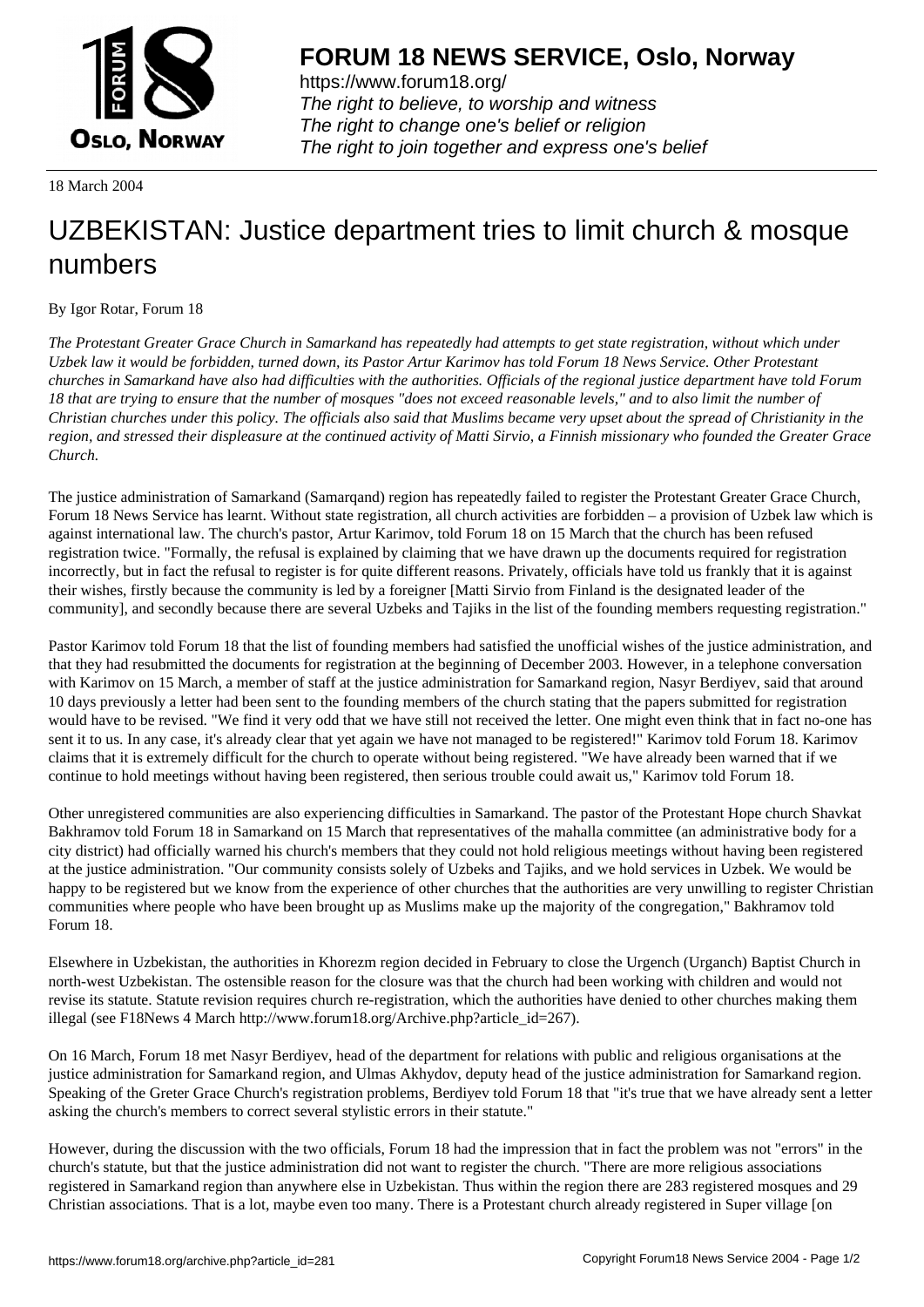**FORUM 18 NEWS SERVICE, Oslo, Norway**

https://www.forum18.org/
*The right to believe, to worship and witness*
*The right to change one's belief or religion*
*The right to join together and express one's belief*

18 March 2004

# UZBEKISTAN: Justice department tries to limit church & mosque numbers

By Igor Rotar, Forum 18

*The Protestant Greater Grace Church in Samarkand has repeatedly had attempts to get state registration, without which under Uzbek law it would be forbidden, turned down, its Pastor Artur Karimov has told Forum 18 News Service. Other Protestant churches in Samarkand have also had difficulties with the authorities. Officials of the regional justice department have told Forum 18 that are trying to ensure that the number of mosques "does not exceed reasonable levels," and to also limit the number of Christian churches under this policy. The officials also said that Muslims became very upset about the spread of Christianity in the region, and stressed their displeasure at the continued activity of Matti Sirvio, a Finnish missionary who founded the Greater Grace Church.*

The justice administration of Samarkand (Samarqand) region has repeatedly failed to register the Protestant Greater Grace Church, Forum 18 News Service has learnt. Without state registration, all church activities are forbidden – a provision of Uzbek law which is against international law. The church's pastor, Artur Karimov, told Forum 18 on 15 March that the church has been refused registration twice. "Formally, the refusal is explained by claiming that we have drawn up the documents required for registration incorrectly, but in fact the refusal to register is for quite different reasons. Privately, officials have told us frankly that it is against their wishes, firstly because the community is led by a foreigner [Matti Sirvio from Finland is the designated leader of the community], and secondly because there are several Uzbeks and Tajiks in the list of the founding members requesting registration."

Pastor Karimov told Forum 18 that the list of founding members had satisfied the unofficial wishes of the justice administration, and that they had resubmitted the documents for registration at the beginning of December 2003. However, in a telephone conversation with Karimov on 15 March, a member of staff at the justice administration for Samarkand region, Nasyr Berdiyev, said that around 10 days previously a letter had been sent to the founding members of the church stating that the papers submitted for registration would have to be revised. "We find it very odd that we have still not received the letter. One might even think that in fact no-one has sent it to us. In any case, it's already clear that yet again we have not managed to be registered!" Karimov told Forum 18. Karimov claims that it is extremely difficult for the church to operate without being registered. "We have already been warned that if we continue to hold meetings without having been registered, then serious trouble could await us," Karimov told Forum 18.

Other unregistered communities are also experiencing difficulties in Samarkand. The pastor of the Protestant Hope church Shavkat Bakhramov told Forum 18 in Samarkand on 15 March that representatives of the mahalla committee (an administrative body for a city district) had officially warned his church's members that they could not hold religious meetings without having been registered at the justice administration. "Our community consists solely of Uzbeks and Tajiks, and we hold services in Uzbek. We would be happy to be registered but we know from the experience of other churches that the authorities are very unwilling to register Christian communities where people who have been brought up as Muslims make up the majority of the congregation," Bakhramov told Forum 18.

Elsewhere in Uzbekistan, the authorities in Khorezm region decided in February to close the Urgench (Urganch) Baptist Church in north-west Uzbekistan. The ostensible reason for the closure was that the church had been working with children and would not revise its statute. Statute revision requires church re-registration, which the authorities have denied to other churches making them illegal (see F18News 4 March http://www.forum18.org/Archive.php?article_id=267).

On 16 March, Forum 18 met Nasyr Berdiyev, head of the department for relations with public and religious organisations at the justice administration for Samarkand region, and Ulmas Akhydov, deputy head of the justice administration for Samarkand region. Speaking of the Greter Grace Church's registration problems, Berdiyev told Forum 18 that "it's true that we have already sent a letter asking the church's members to correct several stylistic errors in their statute."

However, during the discussion with the two officials, Forum 18 had the impression that in fact the problem was not "errors" in the church's statute, but that the justice administration did not want to register the church. "There are more religious associations registered in Samarkand region than anywhere else in Uzbekistan. Thus within the region there are 283 registered mosques and 29 Christian associations. That is a lot, maybe even too many. There is a Protestant church already registered in Super village [on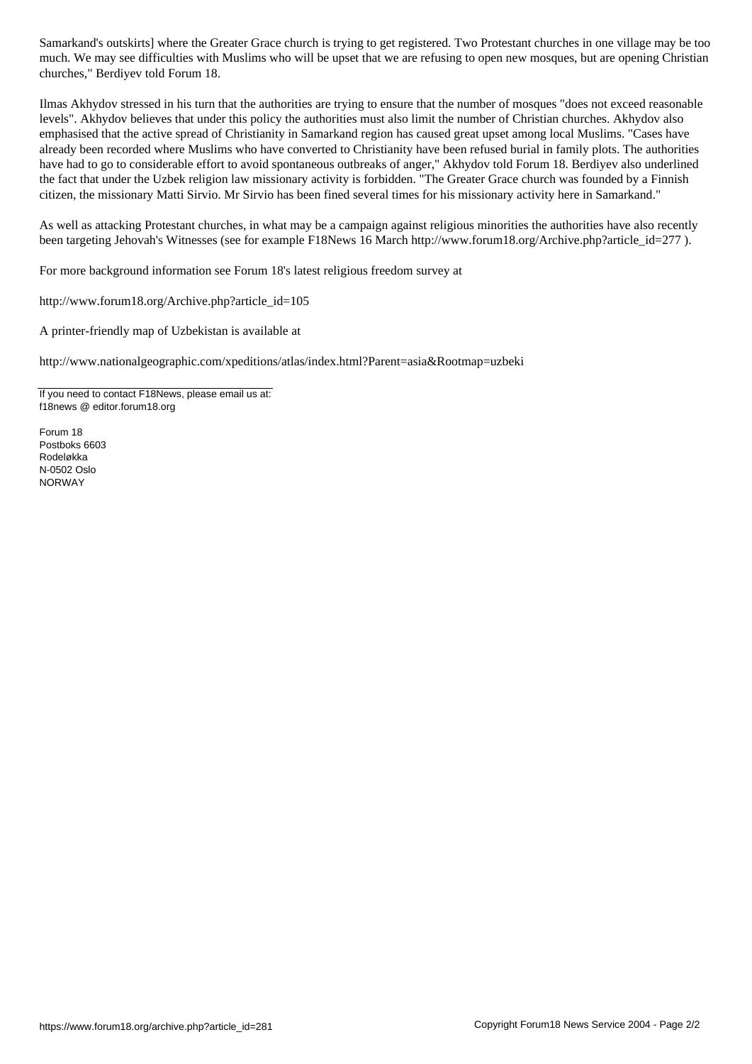Samarkand's outskirts] where the Greater Grace church is trying to get registered. Two Protestant churches in one village may be too much. We may see difficulties with Muslims who will be upset that we are refusing to open new mosques, but are opening Christian churches," Berdiyev told Forum 18.

Ilmas Akhydov stressed in his turn that the authorities are trying to ensure that the number of mosques "does not exceed reasonable levels". Akhydov believes that under this policy the authorities must also limit the number of Christian churches. Akhydov also emphasised that the active spread of Christianity in Samarkand region has caused great upset among local Muslims. "Cases have already been recorded where Muslims who have converted to Christianity have been refused burial in family plots. The authorities have had to go to considerable effort to avoid spontaneous outbreaks of anger," Akhydov told Forum 18. Berdiyev also underlined the fact that under the Uzbek religion law missionary activity is forbidden. "The Greater Grace church was founded by a Finnish citizen, the missionary Matti Sirvio. Mr Sirvio has been fined several times for his missionary activity here in Samarkand."

As well as attacking Protestant churches, in what may be a campaign against religious minorities the authorities have also recently been targeting Jehovah's Witnesses (see for example F18News 16 March http://www.forum18.org/Archive.php?article_id=277 ).

For more background information see Forum 18's latest religious freedom survey at

http://www.forum18.org/Archive.php?article_id=105

A printer-friendly map of Uzbekistan is available at

http://www.nationalgeographic.com/xpeditions/atlas/index.html?Parent=asia&Rootmap=uzbeki

---

If you need to contact F18News, please email us at:
f18news @ editor.forum18.org

Forum 18
Postboks 6603
Rodeløkka
N-0502 Oslo
NORWAY